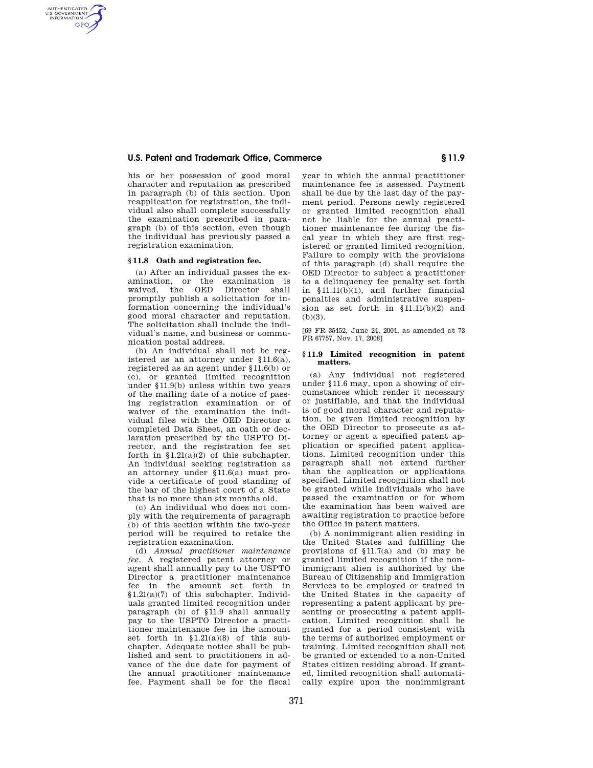his or her possession of good moral character and reputation as prescribed in paragraph (b) of this section. Upon reapplication for registration, the individual also shall complete successfully the examination prescribed in paragraph (b) of this section, even though the individual has previously passed a registration examination.

### § 11.8 Oath and registration fee.

(a) After an individual passes the examination, or the examination is waived, the OED Director shall promptly publish a solicitation for information concerning the individual's good moral character and reputation. The solicitation shall include the individual's name, and business or communication postal address.

(b) An individual shall not be registered as an attorney under §11.6(a), registered as an agent under §11.6(b) or (c), or granted limited recognition under §11.9(b) unless within two years of the mailing date of a notice of passing registration examination or of waiver of the examination the individual files with the OED Director a completed Data Sheet, an oath or declaration prescribed by the USPTO Director, and the registration fee set forth in §1.21(a)(2) of this subchapter. An individual seeking registration as an attorney under §11.6(a) must provide a certificate of good standing of the bar of the highest court of a State that is no more than six months old.

(c) An individual who does not comply with the requirements of paragraph (b) of this section within the two-year period will be required to retake the registration examination.

(d) *Annual practitioner maintenance fee.* A registered patent attorney or agent shall annually pay to the USPTO Director a practitioner maintenance fee in the amount set forth in §1.21(a)(7) of this subchapter. Individuals granted limited recognition under paragraph (b) of §11.9 shall annually pay to the USPTO Director a practitioner maintenance fee in the amount set forth in §1.21(a)(8) of this subchapter. Adequate notice shall be published and sent to practitioners in advance of the due date for payment of the annual practitioner maintenance fee. Payment shall be for the fiscal year in which the annual practitioner maintenance fee is assessed. Payment shall be due by the last day of the payment period. Persons newly registered or granted limited recognition shall not be liable for the annual practitioner maintenance fee during the fiscal year in which they are first registered or granted limited recognition. Failure to comply with the provisions of this paragraph (d) shall require the OED Director to subject a practitioner to a delinquency fee penalty set forth in §11.11(b)(1), and further financial penalties and administrative suspension as set forth in §11.11(b)(2) and (b)(3).

[69 FR 35452, June 24, 2004, as amended at 73 FR 67757, Nov. 17, 2008]

### § 11.9 Limited recognition in patent matters.

(a) Any individual not registered under §11.6 may, upon a showing of circumstances which render it necessary or justifiable, and that the individual is of good moral character and reputation, be given limited recognition by the OED Director to prosecute as attorney or agent a specified patent application or specified patent applications. Limited recognition under this paragraph shall not extend further than the application or applications specified. Limited recognition shall not be granted while individuals who have passed the examination or for whom the examination has been waived are awaiting registration to practice before the Office in patent matters.

(b) A nonimmigrant alien residing in the United States and fulfilling the provisions of §11.7(a) and (b) may be granted limited recognition if the nonimmigrant alien is authorized by the Bureau of Citizenship and Immigration Services to be employed or trained in the United States in the capacity of representing a patent applicant by presenting or prosecuting a patent application. Limited recognition shall be granted for a period consistent with the terms of authorized employment or training. Limited recognition shall not be granted or extended to a non-United States citizen residing abroad. If granted, limited recognition shall automatically expire upon the nonimmigrant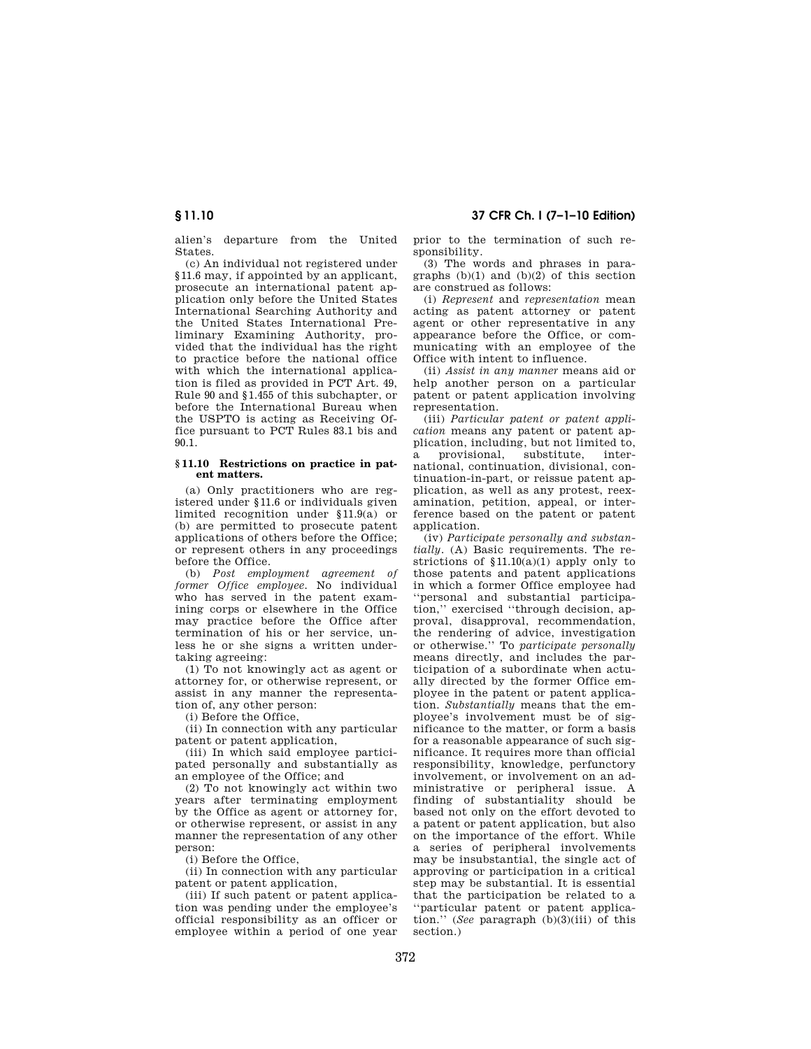alien's departure from the United States.

(c) An individual not registered under §11.6 may, if appointed by an applicant, prosecute an international patent application only before the United States International Searching Authority and the United States International Preliminary Examining Authority, provided that the individual has the right to practice before the national office with which the international application is filed as provided in PCT Art. 49, Rule 90 and §1.455 of this subchapter, or before the International Bureau when the USPTO is acting as Receiving Office pursuant to PCT Rules 83.1 bis and 90.1.

### §11.10 Restrictions on practice in patent matters.

(a) Only practitioners who are registered under §11.6 or individuals given limited recognition under §11.9(a) or (b) are permitted to prosecute patent applications of others before the Office; or represent others in any proceedings before the Office.

(b) *Post employment agreement of former Office employee.* No individual who has served in the patent examining corps or elsewhere in the Office may practice before the Office after termination of his or her service, unless he or she signs a written undertaking agreeing:

(1) To not knowingly act as agent or attorney for, or otherwise represent, or assist in any manner the representation of, any other person:

(i) Before the Office,

(ii) In connection with any particular patent or patent application,

(iii) In which said employee participated personally and substantially as an employee of the Office; and

(2) To not knowingly act within two years after terminating employment by the Office as agent or attorney for, or otherwise represent, or assist in any manner the representation of any other person:

(i) Before the Office,

(ii) In connection with any particular patent or patent application,

(iii) If such patent or patent application was pending under the employee's official responsibility as an officer or employee within a period of one year prior to the termination of such responsibility.

(3) The words and phrases in paragraphs (b)(1) and (b)(2) of this section are construed as follows:

(i) *Represent* and *representation* mean acting as patent attorney or patent agent or other representative in any appearance before the Office, or communicating with an employee of the Office with intent to influence.

(ii) *Assist in any manner* means aid or help another person on a particular patent or patent application involving representation.

(iii) *Particular patent or patent application* means any patent or patent application, including, but not limited to, a provisional, substitute, international, continuation, divisional, continuation-in-part, or reissue patent application, as well as any protest, reexamination, petition, appeal, or interference based on the patent or patent application.

(iv) *Participate personally and substantially*. (A) Basic requirements. The restrictions of §11.10(a)(1) apply only to those patents and patent applications in which a former Office employee had ''personal and substantial participation,'' exercised ''through decision, approval, disapproval, recommendation, the rendering of advice, investigation or otherwise.'' To *participate personally* means directly, and includes the participation of a subordinate when actually directed by the former Office employee in the patent or patent application. *Substantially* means that the employee's involvement must be of significance to the matter, or form a basis for a reasonable appearance of such significance. It requires more than official responsibility, knowledge, perfunctory involvement, or involvement on an administrative or peripheral issue. A finding of substantiality should be based not only on the effort devoted to a patent or patent application, but also on the importance of the effort. While a series of peripheral involvements may be insubstantial, the single act of approving or participation in a critical step may be substantial. It is essential that the participation be related to a ''particular patent or patent application.'' (*See* paragraph (b)(3)(iii) of this section.)